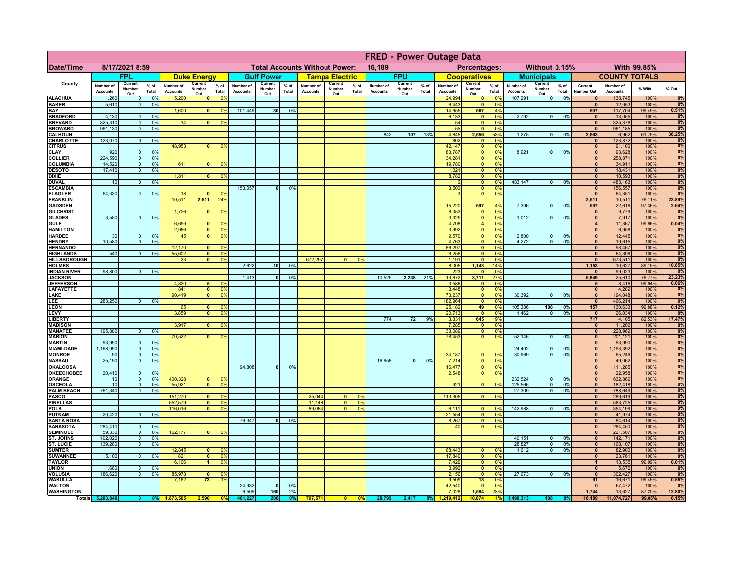# FRED - Power Outage Data

| Date/Time | 8/17/2021 8:59 | | | | | | | Total Accounts Without Power: | | | 16,189 | | | | Percentages: | | | Without 0.15% | | | With 99.85% | | | |
|---|---|---|---|---|---|---|---|---|---|---|---|---|---|---|---|---|---|---|---|---|---|---|---|---|
| County | FPL | | | Duke Energy | | | Gulf Power | | | Tampa Electric | | | FPU | | | Cooperatives | | | Municipals | | | COUNTY TOTALS | | | |
| | Number of Accounts | Current Number Out | % of Total | Number of Accounts | Current Number Out | % of Total | Number of Accounts | Current Number Out | % of Total | Number of Accounts | Current Number Out | % of Total | Number of Accounts | Current Number Out | % of Total | Number of Accounts | Current Number Out | % of Total | Number of Accounts | Current Number Out | % of Total | Current Number Out | Number of Accounts | % With | % Out |
| ALACHUA | 1,260 | 0 | 0% | 5,200 | 0 | 0% | | | | | | | | | | 24,994 | 0 | 0% | 107,291 | 0 | 0% | 0 | 138,745 | 100% | 0% |
| BAKER | 5,610 | 0 | 0% | | | | | | | | | | | | | 6,443 | 0 | 0% | | | | 0 | 12,053 | 100% | 0% |
| BAY | | | | 1,600 | 0 | 0% | 101,449 | 30 | 0% | | | | | | | 14,655 | 567 | 4% | | | | 597 | 117,704 | 99.49% | 0.51% |
| BRADFORD | 4,130 | 0 | 0% | | | | | | | | | | | | | 6,133 | 0 | 0% | 2,792 | 0 | 0% | 0 | 13,055 | 100% | 0% |
| BREVARD | 325,310 | 0 | 0% | 14 | 0 | 0% | | | | | | | | | | 54 | 0 | 0% | | | | 0 | 325,378 | 100% | 0% |
| BROWARD | 961,130 | 0 | 0% | | | | | | | | | | | | | 55 | 0 | 0% | | | | 0 | 961,185 | 100% | 0% |
| CALHOUN | | | | | | | | | | | | | 842 | 107 | 13% | 4,845 | 2,556 | 53% | 1,275 | 0 | 0% | 2,663 | 6,962 | 61.75% | 38.25% |
| CHARLOTTE | 123,070 | 0 | 0% | | | | | | | | | | | | | 802 | 0 | 0% | | | | 0 | 123,872 | 100% | 0% |
| CITRUS | | | | 48,953 | 0 | 0% | | | | | | | | | | 42,147 | 0 | 0% | | | | 0 | 91,100 | 100% | 0% |
| CLAY | 920 | 0 | 0% | | | | | | | | | | | | | 83,787 | 0 | 0% | 8,921 | 0 | 0% | 0 | 93,628 | 100% | 0% |
| COLLIER | 224,590 | 0 | 0% | | | | | | | | | | | | | 34,281 | 0 | 0% | | | | 0 | 258,871 | 100% | 0% |
| COLUMBIA | 14,520 | 0 | 0% | 611 | 0 | 0% | | | | | | | | | | 19,780 | 0 | 0% | | | | 0 | 34,911 | 100% | 0% |
| DESOTO | 17,410 | 0 | 0% | | | | | | | | | | | | | 1,021 | 0 | 0% | | | | 0 | 18,431 | 100% | 0% |
| DIXIE | | | | 1,811 | 0 | 0% | | | | | | | | | | 8,782 | 0 | 0% | | | | 0 | 10,593 | 100% | 0% |
| DUVAL | 10 | 0 | 0% | | | | | | | | | | | | | 6 | 0 | 0% | 483,147 | 0 | 0% | 0 | 483,163 | 100% | 0% |
| ESCAMBIA | | | | | | | 153,057 | 0 | 0% | | | | | | | 3,500 | 0 | 0% | | | | 0 | 156,557 | 100% | 0% |
| FLAGLER | 64,330 | 0 | 0% | 18 | 0 | 0% | | | | | | | | | | 3 | 0 | 0% | | | | 0 | 64,351 | 100% | 0% |
| FRANKLIN | | | | 10,511 | 2,511 | 24% | | | | | | | | | | | | | | | | 2,511 | 10,511 | 76.11% | 23.89% |
| GADSDEN | | | | | | | | | | | | | | | | 15,220 | 597 | 4% | 7,396 | 0 | 0% | 597 | 22,616 | 97.36% | 2.64% |
| GILCHRIST | | | | 1,726 | 0 | 0% | | | | | | | | | | 8,053 | 0 | 0% | | | | 0 | 9,779 | 100% | 0% |
| GLADES | 3,580 | 0 | 0% | | | | | | | | | | | | | 3,325 | 0 | 0% | 1,012 | 0 | 0% | 0 | 7,917 | 100% | 0% |
| GULF | | | | 6,659 | 0 | 0% | | | | | | | | | | 4,708 | 4 | 0% | | | | 4 | 11,367 | 99.96% | 0.04% |
| HAMILTON | | | | 2,966 | 0 | 0% | | | | | | | | | | 3,992 | 0 | 0% | | | | 0 | 6,958 | 100% | 0% |
| HARDEE | 30 | 0 | 0% | 45 | 0 | 0% | | | | | | | | | | 9,570 | 0 | 0% | 2,800 | 0 | 0% | 0 | 12,445 | 100% | 0% |
| HENDRY | 10,580 | 0 | 0% | | | | | | | | | | | | | 4,763 | 0 | 0% | 4,272 | 0 | 0% | 0 | 19,615 | 100% | 0% |
| HERNANDO | | | | 12,170 | 0 | 0% | | | | | | | | | | 86,297 | 0 | 0% | | | | 0 | 98,467 | 100% | 0% |
| HIGHLANDS | 540 | 0 | 0% | 55,602 | 0 | 0% | | | | | | | | | | 8,256 | 0 | 0% | | | | 0 | 64,398 | 100% | 0% |
| HILLSBOROUGH | | | | 23 | 0 | 0% | | | | 672,297 | 0 | 0% | | | | 1,191 | 0 | 0% | | | | 0 | 673,511 | 100% | 0% |
| HOLMES | | | | | | | 2,622 | 10 | 0% | | | | | | | 8,005 | 1,143 | 14% | | | | 1,153 | 10,627 | 89.15% | 10.85% |
| INDIAN RIVER | 98,800 | 0 | 0% | | | | | | | | | | | | | 223 | 0 | 0% | | | | 0 | 99,023 | 100% | 0% |
| JACKSON | | | | | | | 1,413 | 0 | 0% | | | | 10,525 | 2,238 | 21% | 13,672 | 3,711 | 27% | | | | 5,949 | 25,610 | 76.77% | 23.23% |
| JEFFERSON | | | | 4,830 | 5 | 0% | | | | | | | | | | 3,586 | 0 | 0% | | | | 5 | 8,416 | 99.94% | 0.06% |
| LAFAYETTE | | | | 841 | 0 | 0% | | | | | | | | | | 3,448 | 0 | 0% | | | | 0 | 4,289 | 100% | 0% |
| LAKE | | | | 90,419 | 0 | 0% | | | | | | | | | | 73,237 | 0 | 0% | 30,392 | 0 | 0% | 0 | 194,048 | 100% | 0% |
| LEE | 283,250 | 0 | 0% | | | | | | | | | | | | | 182,964 | 0 | 0% | | | | 0 | 466,214 | 100% | 0% |
| LEON | | | | 65 | 0 | 0% | | | | | | | | | | 25,182 | 49 | 0% | 105,386 | 108 | 0% | 157 | 130,633 | 99.88% | 0.12% |
| LEVY | | | | 3,859 | 0 | 0% | | | | | | | | | | 20,713 | 0 | 0% | 1,462 | 0 | 0% | 0 | 26,034 | 100% | 0% |
| LIBERTY | | | | | | | | | | | | | 774 | 72 | 9% | 3,331 | 645 | 19% | | | | 717 | 4,105 | 82.53% | 17.47% |
| MADISON | | | | 3,917 | 0 | 0% | | | | | | | | | | 7,285 | 0 | 0% | | | | 0 | 11,202 | 100% | 0% |
| MANATEE | 195,880 | 0 | 0% | | | | | | | | | | | | | 33,089 | 0 | 0% | | | | 0 | 228,969 | 100% | 0% |
| MARION | | | | 70,522 | 0 | 0% | | | | | | | | | | 78,453 | 0 | 0% | 52,146 | 0 | 0% | 0 | 201,121 | 100% | 0% |
| MARTIN | 93,990 | 0 | 0% | | | | | | | | | | | | | | | | | | | 0 | 93,990 | 100% | 0% |
| MIAMI-DADE | 1,168,990 | 0 | 0% | | | | | | | | | | | | | | | | 24,402 | 0 | 0% | 0 | 1,193,392 | 100% | 0% |
| MONROE | 90 | 0 | 0% | | | | | | | | | | | | | 34,187 | 0 | 0% | 30,969 | 0 | 0% | 0 | 65,246 | 100% | 0% |
| NASSAU | 25,190 | 0 | 0% | | | | | | | | | | 16,658 | 0 | 0% | 7,214 | 0 | 0% | | | | 0 | 49,062 | 100% | 0% |
| OKALOOSA | | | | | | | 94,808 | 0 | 0% | | | | | | | 16,477 | 0 | 0% | | | | 0 | 111,285 | 100% | 0% |
| OKEECHOBEE | 20,410 | 0 | 0% | | | | | | | | | | | | | 2,548 | 0 | 0% | | | | 0 | 22,958 | 100% | 0% |
| ORANGE | 10 | 0 | 0% | 400,328 | 0 | 0% | | | | | | | | | | | | | 232,524 | 0 | 0% | 0 | 632,862 | 100% | 0% |
| OSCEOLA | 10 | 0 | 0% | 55,921 | 0 | 0% | | | | | | | | | | 921 | 0 | 0% | 125,566 | 0 | 0% | 0 | 182,418 | 100% | 0% |
| PALM BEACH | 761,340 | 0 | 0% | | | | | | | | | | | | | | | | 27,309 | 0 | 0% | 0 | 788,649 | 100% | 0% |
| PASCO | | | | 151,270 | 0 | 0% | | | | 25,044 | 0 | 0% | | | | 113,305 | 0 | 0% | | | | 0 | 289,619 | 100% | 0% |
| PINELLAS | | | | 552,579 | 0 | 0% | | | | 11,146 | 0 | 0% | | | | | | | | | | 0 | 563,725 | 100% | 0% |
| POLK | | | | 116,016 | 0 | 0% | | | | 89,084 | 0 | 0% | | | | 6,111 | 0 | 0% | 142,988 | 0 | 0% | 0 | 354,199 | 100% | 0% |
| PUTNAM | 20,420 | 0 | 0% | | | | | | | | | | | | | 21,554 | 0 | 0% | | | | 0 | 41,974 | 100% | 0% |
| SANTA ROSA | | | | | | | 76,347 | 0 | 0% | | | | | | | 8,267 | 0 | 0% | | | | 0 | 84,614 | 100% | 0% |
| SARASOTA | 284,410 | 0 | 0% | | | | | | | | | | | | | 40 | 0 | 0% | | | | 0 | 284,450 | 100% | 0% |
| SEMINOLE | 59,330 | 0 | 0% | 162,177 | 0 | 0% | | | | | | | | | | | | | | | | 0 | 221,507 | 100% | 0% |
| ST. JOHNS | 102,020 | 0 | 0% | | | | | | | | | | | | | | | | 40,151 | 0 | 0% | 0 | 142,171 | 100% | 0% |
| ST. LUCIE | 139,280 | 0 | 0% | | | | | | | | | | | | | | | | 28,827 | 0 | 0% | 0 | 168,107 | 100% | 0% |
| SUMTER | | | | 12,845 | 0 | 0% | | | | | | | | | | 68,443 | 0 | 0% | 1,612 | 0 | 0% | 0 | 82,900 | 100% | 0% |
| SUWANNEE | 5,100 | 0 | 0% | 821 | 0 | 0% | | | | | | | | | | 17,840 | 0 | 0% | | | | 0 | 23,761 | 100% | 0% |
| TAYLOR | | | | 6,106 | 1 | 0% | | | | | | | | | | 7,429 | 0 | 0% | | | | 1 | 13,535 | 99.99% | 0.01% |
| UNION | 1,680 | 0 | 0% | | | | | | | | | | | | | 3,992 | 0 | 0% | | | | 0 | 5,672 | 100% | 0% |
| VOLUSIA | 186,620 | 0 | 0% | 85,978 | 0 | 0% | | | | | | | | | | 2,156 | 0 | 0% | 27,673 | 0 | 0% | 0 | 302,427 | 100% | 0% |
| WAKULLA | | | | 7,162 | 73 | 1% | | | | | | | | | | 9,509 | 18 | 0% | | | | 91 | 16,671 | 99.45% | 0.55% |
| WALTON | | | | | | | 24,932 | 0 | 0% | | | | | | | 42,540 | 0 | 0% | | | | 0 | 67,472 | 100% | 0% |
| WASHINGTON | | | | | | | 6,599 | 160 | 2% | | | | | | | 7,028 | 1,584 | 23% | | | | 1,744 | 13,627 | 87.20% | 12.80% |
| Totals | 5,203,840 | 0 | 0% | 1,873,565 | 2,590 | 0% | 461,227 | 200 | 0% | 797,571 | 0 | 0% | 28,799 | 2,417 | 8% | 1,219,412 | 10,874 | 1% | 1,490,313 | 108 | 0% | 16,189 | 11,074,727 | 99.85% | 0.15% |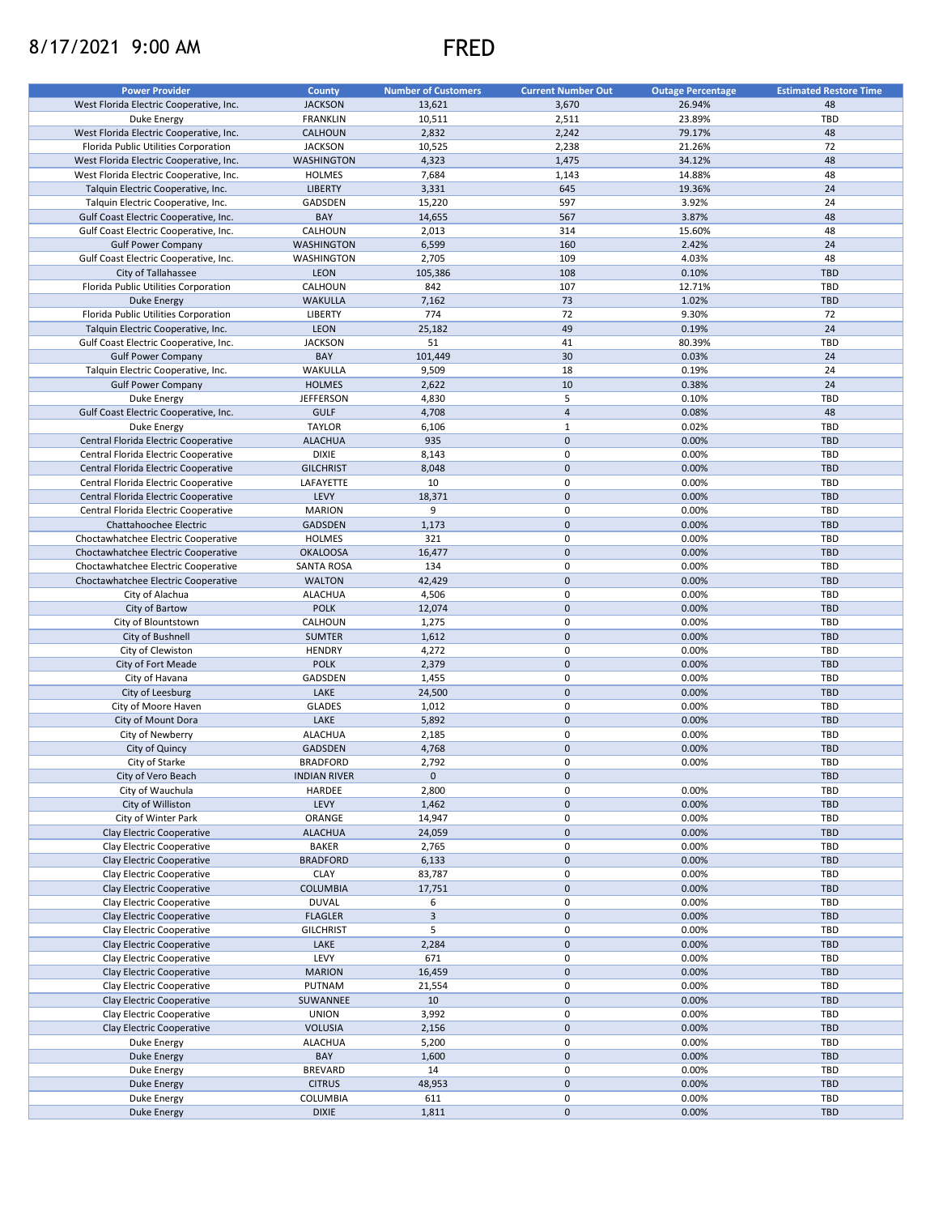# 8/17/2021 9:00 AM FRED

| Power Provider | County | Number of Customers | Current Number Out | Outage Percentage | Estimated Restore Time |
|---|---|---|---|---|---|
| West Florida Electric Cooperative, Inc. | JACKSON | 13,621 | 3,670 | 26.94% | 48 |
| Duke Energy | FRANKLIN | 10,511 | 2,511 | 23.89% | TBD |
| West Florida Electric Cooperative, Inc. | CALHOUN | 2,832 | 2,242 | 79.17% | 48 |
| Florida Public Utilities Corporation | JACKSON | 10,525 | 2,238 | 21.26% | 72 |
| West Florida Electric Cooperative, Inc. | WASHINGTON | 4,323 | 1,475 | 34.12% | 48 |
| West Florida Electric Cooperative, Inc. | HOLMES | 7,684 | 1,143 | 14.88% | 48 |
| Talquin Electric Cooperative, Inc. | LIBERTY | 3,331 | 645 | 19.36% | 24 |
| Talquin Electric Cooperative, Inc. | GADSDEN | 15,220 | 597 | 3.92% | 24 |
| Gulf Coast Electric Cooperative, Inc. | BAY | 14,655 | 567 | 3.87% | 48 |
| Gulf Coast Electric Cooperative, Inc. | CALHOUN | 2,013 | 314 | 15.60% | 48 |
| Gulf Power Company | WASHINGTON | 6,599 | 160 | 2.42% | 24 |
| Gulf Coast Electric Cooperative, Inc. | WASHINGTON | 2,705 | 109 | 4.03% | 48 |
| City of Tallahassee | LEON | 105,386 | 108 | 0.10% | TBD |
| Florida Public Utilities Corporation | CALHOUN | 842 | 107 | 12.71% | TBD |
| Duke Energy | WAKULLA | 7,162 | 73 | 1.02% | TBD |
| Florida Public Utilities Corporation | LIBERTY | 774 | 72 | 9.30% | 72 |
| Talquin Electric Cooperative, Inc. | LEON | 25,182 | 49 | 0.19% | 24 |
| Gulf Coast Electric Cooperative, Inc. | JACKSON | 51 | 41 | 80.39% | TBD |
| Gulf Power Company | BAY | 101,449 | 30 | 0.03% | 24 |
| Talquin Electric Cooperative, Inc. | WAKULLA | 9,509 | 18 | 0.19% | 24 |
| Gulf Power Company | HOLMES | 2,622 | 10 | 0.38% | 24 |
| Duke Energy | JEFFERSON | 4,830 | 5 | 0.10% | TBD |
| Gulf Coast Electric Cooperative, Inc. | GULF | 4,708 | 4 | 0.08% | 48 |
| Duke Energy | TAYLOR | 6,106 | 1 | 0.02% | TBD |
| Central Florida Electric Cooperative | ALACHUA | 935 | 0 | 0.00% | TBD |
| Central Florida Electric Cooperative | DIXIE | 8,143 | 0 | 0.00% | TBD |
| Central Florida Electric Cooperative | GILCHRIST | 8,048 | 0 | 0.00% | TBD |
| Central Florida Electric Cooperative | LAFAYETTE | 10 | 0 | 0.00% | TBD |
| Central Florida Electric Cooperative | LEVY | 18,371 | 0 | 0.00% | TBD |
| Central Florida Electric Cooperative | MARION | 9 | 0 | 0.00% | TBD |
| Chattahoochee Electric | GADSDEN | 1,173 | 0 | 0.00% | TBD |
| Choctawhatchee Electric Cooperative | HOLMES | 321 | 0 | 0.00% | TBD |
| Choctawhatchee Electric Cooperative | OKALOOSA | 16,477 | 0 | 0.00% | TBD |
| Choctawhatchee Electric Cooperative | SANTA ROSA | 134 | 0 | 0.00% | TBD |
| Choctawhatchee Electric Cooperative | WALTON | 42,429 | 0 | 0.00% | TBD |
| City of Alachua | ALACHUA | 4,506 | 0 | 0.00% | TBD |
| City of Bartow | POLK | 12,074 | 0 | 0.00% | TBD |
| City of Blountstown | CALHOUN | 1,275 | 0 | 0.00% | TBD |
| City of Bushnell | SUMTER | 1,612 | 0 | 0.00% | TBD |
| City of Clewiston | HENDRY | 4,272 | 0 | 0.00% | TBD |
| City of Fort Meade | POLK | 2,379 | 0 | 0.00% | TBD |
| City of Havana | GADSDEN | 1,455 | 0 | 0.00% | TBD |
| City of Leesburg | LAKE | 24,500 | 0 | 0.00% | TBD |
| City of Moore Haven | GLADES | 1,012 | 0 | 0.00% | TBD |
| City of Mount Dora | LAKE | 5,892 | 0 | 0.00% | TBD |
| City of Newberry | ALACHUA | 2,185 | 0 | 0.00% | TBD |
| City of Quincy | GADSDEN | 4,768 | 0 | 0.00% | TBD |
| City of Starke | BRADFORD | 2,792 | 0 | 0.00% | TBD |
| City of Vero Beach | INDIAN RIVER | 0 | 0 | | TBD |
| City of Wauchula | HARDEE | 2,800 | 0 | 0.00% | TBD |
| City of Williston | LEVY | 1,462 | 0 | 0.00% | TBD |
| City of Winter Park | ORANGE | 14,947 | 0 | 0.00% | TBD |
| Clay Electric Cooperative | ALACHUA | 24,059 | 0 | 0.00% | TBD |
| Clay Electric Cooperative | BAKER | 2,765 | 0 | 0.00% | TBD |
| Clay Electric Cooperative | BRADFORD | 6,133 | 0 | 0.00% | TBD |
| Clay Electric Cooperative | CLAY | 83,787 | 0 | 0.00% | TBD |
| Clay Electric Cooperative | COLUMBIA | 17,751 | 0 | 0.00% | TBD |
| Clay Electric Cooperative | DUVAL | 6 | 0 | 0.00% | TBD |
| Clay Electric Cooperative | FLAGLER | 3 | 0 | 0.00% | TBD |
| Clay Electric Cooperative | GILCHRIST | 5 | 0 | 0.00% | TBD |
| Clay Electric Cooperative | LAKE | 2,284 | 0 | 0.00% | TBD |
| Clay Electric Cooperative | LEVY | 671 | 0 | 0.00% | TBD |
| Clay Electric Cooperative | MARION | 16,459 | 0 | 0.00% | TBD |
| Clay Electric Cooperative | PUTNAM | 21,554 | 0 | 0.00% | TBD |
| Clay Electric Cooperative | SUWANNEE | 10 | 0 | 0.00% | TBD |
| Clay Electric Cooperative | UNION | 3,992 | 0 | 0.00% | TBD |
| Clay Electric Cooperative | VOLUSIA | 2,156 | 0 | 0.00% | TBD |
| Duke Energy | ALACHUA | 5,200 | 0 | 0.00% | TBD |
| Duke Energy | BAY | 1,600 | 0 | 0.00% | TBD |
| Duke Energy | BREVARD | 14 | 0 | 0.00% | TBD |
| Duke Energy | CITRUS | 48,953 | 0 | 0.00% | TBD |
| Duke Energy | COLUMBIA | 611 | 0 | 0.00% | TBD |
| Duke Energy | DIXIE | 1,811 | 0 | 0.00% | TBD |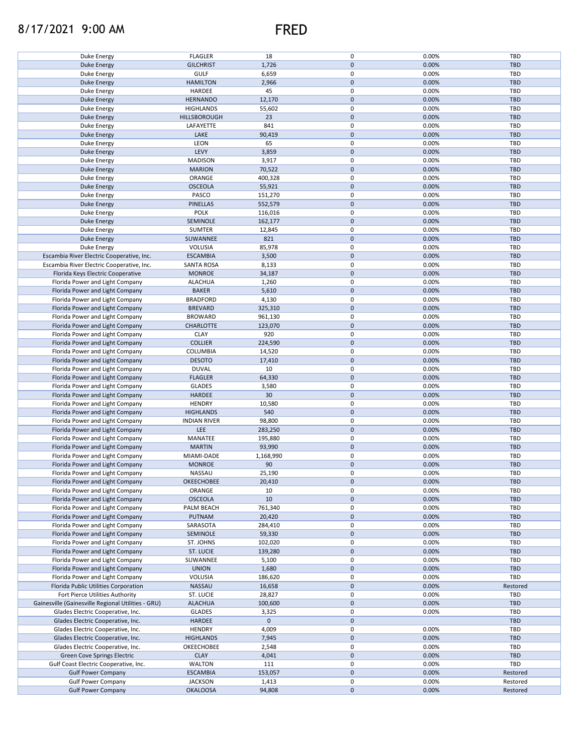| | | | | | |
|---|---|---|---|---|---|
| Duke Energy | FLAGLER | 18 | 0 | 0.00% | TBD |
| Duke Energy | GILCHRIST | 1,726 | 0 | 0.00% | TBD |
| Duke Energy | GULF | 6,659 | 0 | 0.00% | TBD |
| Duke Energy | HAMILTON | 2,966 | 0 | 0.00% | TBD |
| Duke Energy | HARDEE | 45 | 0 | 0.00% | TBD |
| Duke Energy | HERNANDO | 12,170 | 0 | 0.00% | TBD |
| Duke Energy | HIGHLANDS | 55,602 | 0 | 0.00% | TBD |
| Duke Energy | HILLSBOROUGH | 23 | 0 | 0.00% | TBD |
| Duke Energy | LAFAYETTE | 841 | 0 | 0.00% | TBD |
| Duke Energy | LAKE | 90,419 | 0 | 0.00% | TBD |
| Duke Energy | LEON | 65 | 0 | 0.00% | TBD |
| Duke Energy | LEVY | 3,859 | 0 | 0.00% | TBD |
| Duke Energy | MADISON | 3,917 | 0 | 0.00% | TBD |
| Duke Energy | MARION | 70,522 | 0 | 0.00% | TBD |
| Duke Energy | ORANGE | 400,328 | 0 | 0.00% | TBD |
| Duke Energy | OSCEOLA | 55,921 | 0 | 0.00% | TBD |
| Duke Energy | PASCO | 151,270 | 0 | 0.00% | TBD |
| Duke Energy | PINELLAS | 552,579 | 0 | 0.00% | TBD |
| Duke Energy | POLK | 116,016 | 0 | 0.00% | TBD |
| Duke Energy | SEMINOLE | 162,177 | 0 | 0.00% | TBD |
| Duke Energy | SUMTER | 12,845 | 0 | 0.00% | TBD |
| Duke Energy | SUWANNEE | 821 | 0 | 0.00% | TBD |
| Duke Energy | VOLUSIA | 85,978 | 0 | 0.00% | TBD |
| Escambia River Electric Cooperative, Inc. | ESCAMBIA | 3,500 | 0 | 0.00% | TBD |
| Escambia River Electric Cooperative, Inc. | SANTA ROSA | 8,133 | 0 | 0.00% | TBD |
| Florida Keys Electric Cooperative | MONROE | 34,187 | 0 | 0.00% | TBD |
| Florida Power and Light Company | ALACHUA | 1,260 | 0 | 0.00% | TBD |
| Florida Power and Light Company | BAKER | 5,610 | 0 | 0.00% | TBD |
| Florida Power and Light Company | BRADFORD | 4,130 | 0 | 0.00% | TBD |
| Florida Power and Light Company | BREVARD | 325,310 | 0 | 0.00% | TBD |
| Florida Power and Light Company | BROWARD | 961,130 | 0 | 0.00% | TBD |
| Florida Power and Light Company | CHARLOTTE | 123,070 | 0 | 0.00% | TBD |
| Florida Power and Light Company | CLAY | 920 | 0 | 0.00% | TBD |
| Florida Power and Light Company | COLLIER | 224,590 | 0 | 0.00% | TBD |
| Florida Power and Light Company | COLUMBIA | 14,520 | 0 | 0.00% | TBD |
| Florida Power and Light Company | DESOTO | 17,410 | 0 | 0.00% | TBD |
| Florida Power and Light Company | DUVAL | 10 | 0 | 0.00% | TBD |
| Florida Power and Light Company | FLAGLER | 64,330 | 0 | 0.00% | TBD |
| Florida Power and Light Company | GLADES | 3,580 | 0 | 0.00% | TBD |
| Florida Power and Light Company | HARDEE | 30 | 0 | 0.00% | TBD |
| Florida Power and Light Company | HENDRY | 10,580 | 0 | 0.00% | TBD |
| Florida Power and Light Company | HIGHLANDS | 540 | 0 | 0.00% | TBD |
| Florida Power and Light Company | INDIAN RIVER | 98,800 | 0 | 0.00% | TBD |
| Florida Power and Light Company | LEE | 283,250 | 0 | 0.00% | TBD |
| Florida Power and Light Company | MANATEE | 195,880 | 0 | 0.00% | TBD |
| Florida Power and Light Company | MARTIN | 93,990 | 0 | 0.00% | TBD |
| Florida Power and Light Company | MIAMI-DADE | 1,168,990 | 0 | 0.00% | TBD |
| Florida Power and Light Company | MONROE | 90 | 0 | 0.00% | TBD |
| Florida Power and Light Company | NASSAU | 25,190 | 0 | 0.00% | TBD |
| Florida Power and Light Company | OKEECHOBEE | 20,410 | 0 | 0.00% | TBD |
| Florida Power and Light Company | ORANGE | 10 | 0 | 0.00% | TBD |
| Florida Power and Light Company | OSCEOLA | 10 | 0 | 0.00% | TBD |
| Florida Power and Light Company | PALM BEACH | 761,340 | 0 | 0.00% | TBD |
| Florida Power and Light Company | PUTNAM | 20,420 | 0 | 0.00% | TBD |
| Florida Power and Light Company | SARASOTA | 284,410 | 0 | 0.00% | TBD |
| Florida Power and Light Company | SEMINOLE | 59,330 | 0 | 0.00% | TBD |
| Florida Power and Light Company | ST. JOHNS | 102,020 | 0 | 0.00% | TBD |
| Florida Power and Light Company | ST. LUCIE | 139,280 | 0 | 0.00% | TBD |
| Florida Power and Light Company | SUWANNEE | 5,100 | 0 | 0.00% | TBD |
| Florida Power and Light Company | UNION | 1,680 | 0 | 0.00% | TBD |
| Florida Power and Light Company | VOLUSIA | 186,620 | 0 | 0.00% | TBD |
| Florida Public Utilities Corporation | NASSAU | 16,658 | 0 | 0.00% | Restored |
| Fort Pierce Utilities Authority | ST. LUCIE | 28,827 | 0 | 0.00% | TBD |
| Gainesville (Gainesville Regional Utilities - GRU) | ALACHUA | 100,600 | 0 | 0.00% | TBD |
| Glades Electric Cooperative, Inc. | GLADES | 3,325 | 0 | 0.00% | TBD |
| Glades Electric Cooperative, Inc. | HARDEE | 0 | 0 | | TBD |
| Glades Electric Cooperative, Inc. | HENDRY | 4,009 | 0 | 0.00% | TBD |
| Glades Electric Cooperative, Inc. | HIGHLANDS | 7,945 | 0 | 0.00% | TBD |
| Glades Electric Cooperative, Inc. | OKEECHOBEE | 2,548 | 0 | 0.00% | TBD |
| Green Cove Springs Electric | CLAY | 4,041 | 0 | 0.00% | TBD |
| Gulf Coast Electric Cooperative, Inc. | WALTON | 111 | 0 | 0.00% | TBD |
| Gulf Power Company | ESCAMBIA | 153,057 | 0 | 0.00% | Restored |
| Gulf Power Company | JACKSON | 1,413 | 0 | 0.00% | Restored |
| Gulf Power Company | OKALOOSA | 94,808 | 0 | 0.00% | Restored |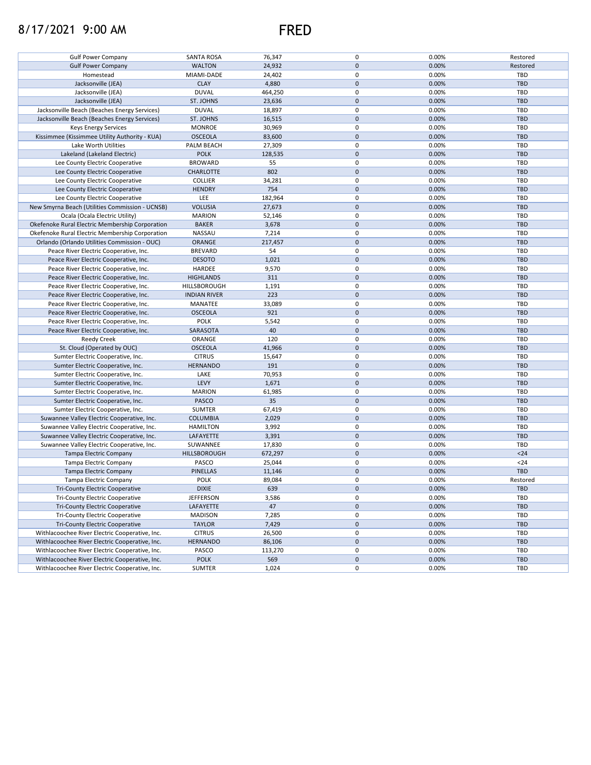# 8/17/2021 9:00 AM FRED

| | | | | | |
|---|---|---|---|---|---|
| Gulf Power Company | SANTA ROSA | 76,347 | 0 | 0.00% | Restored |
| Gulf Power Company | WALTON | 24,932 | 0 | 0.00% | Restored |
| Homestead | MIAMI-DADE | 24,402 | 0 | 0.00% | TBD |
| Jacksonville (JEA) | CLAY | 4,880 | 0 | 0.00% | TBD |
| Jacksonville (JEA) | DUVAL | 464,250 | 0 | 0.00% | TBD |
| Jacksonville (JEA) | ST. JOHNS | 23,636 | 0 | 0.00% | TBD |
| Jacksonville Beach (Beaches Energy Services) | DUVAL | 18,897 | 0 | 0.00% | TBD |
| Jacksonville Beach (Beaches Energy Services) | ST. JOHNS | 16,515 | 0 | 0.00% | TBD |
| Keys Energy Services | MONROE | 30,969 | 0 | 0.00% | TBD |
| Kissimmee (Kissimmee Utility Authority - KUA) | OSCEOLA | 83,600 | 0 | 0.00% | TBD |
| Lake Worth Utilities | PALM BEACH | 27,309 | 0 | 0.00% | TBD |
| Lakeland (Lakeland Electric) | POLK | 128,535 | 0 | 0.00% | TBD |
| Lee County Electric Cooperative | BROWARD | 55 | 0 | 0.00% | TBD |
| Lee County Electric Cooperative | CHARLOTTE | 802 | 0 | 0.00% | TBD |
| Lee County Electric Cooperative | COLLIER | 34,281 | 0 | 0.00% | TBD |
| Lee County Electric Cooperative | HENDRY | 754 | 0 | 0.00% | TBD |
| Lee County Electric Cooperative | LEE | 182,964 | 0 | 0.00% | TBD |
| New Smyrna Beach (Utilities Commission - UCNSB) | VOLUSIA | 27,673 | 0 | 0.00% | TBD |
| Ocala (Ocala Electric Utility) | MARION | 52,146 | 0 | 0.00% | TBD |
| Okefenoke Rural Electric Membership Corporation | BAKER | 3,678 | 0 | 0.00% | TBD |
| Okefenoke Rural Electric Membership Corporation | NASSAU | 7,214 | 0 | 0.00% | TBD |
| Orlando (Orlando Utilities Commission - OUC) | ORANGE | 217,457 | 0 | 0.00% | TBD |
| Peace River Electric Cooperative, Inc. | BREVARD | 54 | 0 | 0.00% | TBD |
| Peace River Electric Cooperative, Inc. | DESOTO | 1,021 | 0 | 0.00% | TBD |
| Peace River Electric Cooperative, Inc. | HARDEE | 9,570 | 0 | 0.00% | TBD |
| Peace River Electric Cooperative, Inc. | HIGHLANDS | 311 | 0 | 0.00% | TBD |
| Peace River Electric Cooperative, Inc. | HILLSBOROUGH | 1,191 | 0 | 0.00% | TBD |
| Peace River Electric Cooperative, Inc. | INDIAN RIVER | 223 | 0 | 0.00% | TBD |
| Peace River Electric Cooperative, Inc. | MANATEE | 33,089 | 0 | 0.00% | TBD |
| Peace River Electric Cooperative, Inc. | OSCEOLA | 921 | 0 | 0.00% | TBD |
| Peace River Electric Cooperative, Inc. | POLK | 5,542 | 0 | 0.00% | TBD |
| Peace River Electric Cooperative, Inc. | SARASOTA | 40 | 0 | 0.00% | TBD |
| Reedy Creek | ORANGE | 120 | 0 | 0.00% | TBD |
| St. Cloud (Operated by OUC) | OSCEOLA | 41,966 | 0 | 0.00% | TBD |
| Sumter Electric Cooperative, Inc. | CITRUS | 15,647 | 0 | 0.00% | TBD |
| Sumter Electric Cooperative, Inc. | HERNANDO | 191 | 0 | 0.00% | TBD |
| Sumter Electric Cooperative, Inc. | LAKE | 70,953 | 0 | 0.00% | TBD |
| Sumter Electric Cooperative, Inc. | LEVY | 1,671 | 0 | 0.00% | TBD |
| Sumter Electric Cooperative, Inc. | MARION | 61,985 | 0 | 0.00% | TBD |
| Sumter Electric Cooperative, Inc. | PASCO | 35 | 0 | 0.00% | TBD |
| Sumter Electric Cooperative, Inc. | SUMTER | 67,419 | 0 | 0.00% | TBD |
| Suwannee Valley Electric Cooperative, Inc. | COLUMBIA | 2,029 | 0 | 0.00% | TBD |
| Suwannee Valley Electric Cooperative, Inc. | HAMILTON | 3,992 | 0 | 0.00% | TBD |
| Suwannee Valley Electric Cooperative, Inc. | LAFAYETTE | 3,391 | 0 | 0.00% | TBD |
| Suwannee Valley Electric Cooperative, Inc. | SUWANNEE | 17,830 | 0 | 0.00% | TBD |
| Tampa Electric Company | HILLSBOROUGH | 672,297 | 0 | 0.00% | <24 |
| Tampa Electric Company | PASCO | 25,044 | 0 | 0.00% | <24 |
| Tampa Electric Company | PINELLAS | 11,146 | 0 | 0.00% | TBD |
| Tampa Electric Company | POLK | 89,084 | 0 | 0.00% | Restored |
| Tri-County Electric Cooperative | DIXIE | 639 | 0 | 0.00% | TBD |
| Tri-County Electric Cooperative | JEFFERSON | 3,586 | 0 | 0.00% | TBD |
| Tri-County Electric Cooperative | LAFAYETTE | 47 | 0 | 0.00% | TBD |
| Tri-County Electric Cooperative | MADISON | 7,285 | 0 | 0.00% | TBD |
| Tri-County Electric Cooperative | TAYLOR | 7,429 | 0 | 0.00% | TBD |
| Withlacoochee River Electric Cooperative, Inc. | CITRUS | 26,500 | 0 | 0.00% | TBD |
| Withlacoochee River Electric Cooperative, Inc. | HERNANDO | 86,106 | 0 | 0.00% | TBD |
| Withlacoochee River Electric Cooperative, Inc. | PASCO | 113,270 | 0 | 0.00% | TBD |
| Withlacoochee River Electric Cooperative, Inc. | POLK | 569 | 0 | 0.00% | TBD |
| Withlacoochee River Electric Cooperative, Inc. | SUMTER | 1,024 | 0 | 0.00% | TBD |